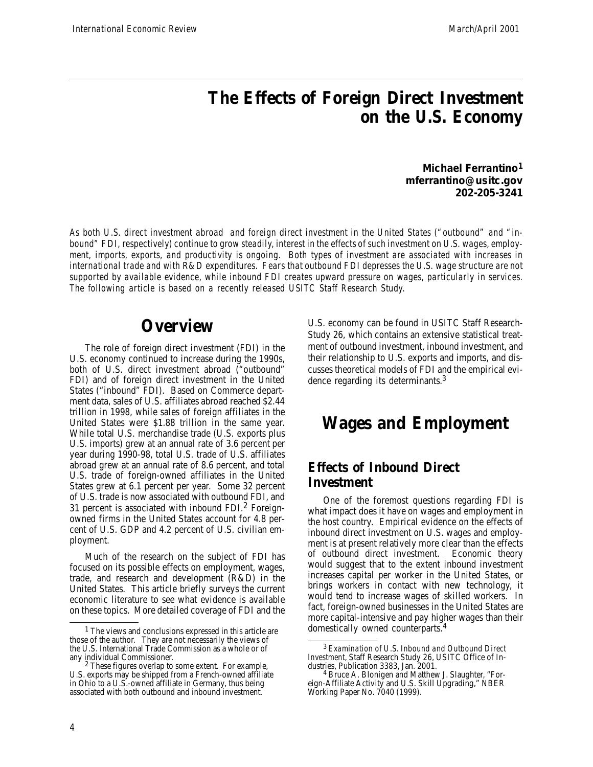# The Effects of Foreign Direct Investment on the U.S. Economy

**Michael Ferrantino[1]**
**mferrantino@usitc.gov**
**202-205-3241**

*As both U.S. direct investment abroad and foreign direct investment in the United States ("outbound" and "inbound" FDI, respectively) continue to grow steadily, interest in the effects of such investment on U.S. wages, employment, imports, exports, and productivity is ongoing. Both types of investment are associated with increases in international trade and with R&D expenditures. Fears that outbound FDI depresses the U.S. wage structure are not supported by available evidence, while inbound FDI creates upward pressure on wages, particularly in services. The following article is based on a recently released USITC Staff Research Study.*

## Overview

The role of foreign direct investment (FDI) in the U.S. economy continued to increase during the 1990s, both of U.S. direct investment abroad ("outbound" FDI) and of foreign direct investment in the United States ("inbound" FDI). Based on Commerce department data, sales of U.S. affiliates abroad reached $2.44 trillion in 1998, while sales of foreign affiliates in the United States were $1.88 trillion in the same year. While total U.S. merchandise trade (U.S. exports plus U.S. imports) grew at an annual rate of 3.6 percent per year during 1990-98, total U.S. trade of U.S. affiliates abroad grew at an annual rate of 8.6 percent, and total U.S. trade of foreign-owned affiliates in the United States grew at 6.1 percent per year. Some 32 percent of U.S. trade is now associated with outbound FDI, and 31 percent is associated with inbound FDI.[2] Foreign-owned firms in the United States account for 4.8 percent of U.S. GDP and 4.2 percent of U.S. civilian employment.

Much of the research on the subject of FDI has focused on its possible effects on employment, wages, trade, and research and development (R&D) in the United States. This article briefly surveys the current economic literature to see what evidence is available on these topics. More detailed coverage of FDI and the U.S. economy can be found in USITC Staff Research Study 26, which contains an extensive statistical treatment of outbound investment, inbound investment, and their relationship to U.S. exports and imports, and discusses theoretical models of FDI and the empirical evidence regarding its determinants.[3]

## Wages and Employment

### Effects of Inbound Direct Investment

One of the foremost questions regarding FDI is what impact does it have on wages and employment in the host country. Empirical evidence on the effects of inbound direct investment on U.S. wages and employment is at present relatively more clear than the effects of outbound direct investment. Economic theory would suggest that to the extent inbound investment increases capital per worker in the United States, or brings workers in contact with new technology, it would tend to increase wages of skilled workers. In fact, foreign-owned businesses in the United States are more capital-intensive and pay higher wages than their domestically owned counterparts.[4]

---

[1] The views and conclusions expressed in this article are those of the author. They are not necessarily the views of the U.S. International Trade Commission as a whole or of any individual Commissioner.

[2] These figures overlap to some extent. For example, U.S. exports may be shipped from a French-owned affiliate in Ohio to a U.S.-owned affiliate in Germany, thus being associated with both outbound and inbound investment.

[3] *Examination of U.S. Inbound and Outbound Direct Investment*, Staff Research Study 26, USITC Office of Industries, Publication 3383, Jan. 2001.

[4] Bruce A. Blonigen and Matthew J. Slaughter, "Foreign-Affiliate Activity and U.S. Skill Upgrading," NBER Working Paper No. 7040 (1999).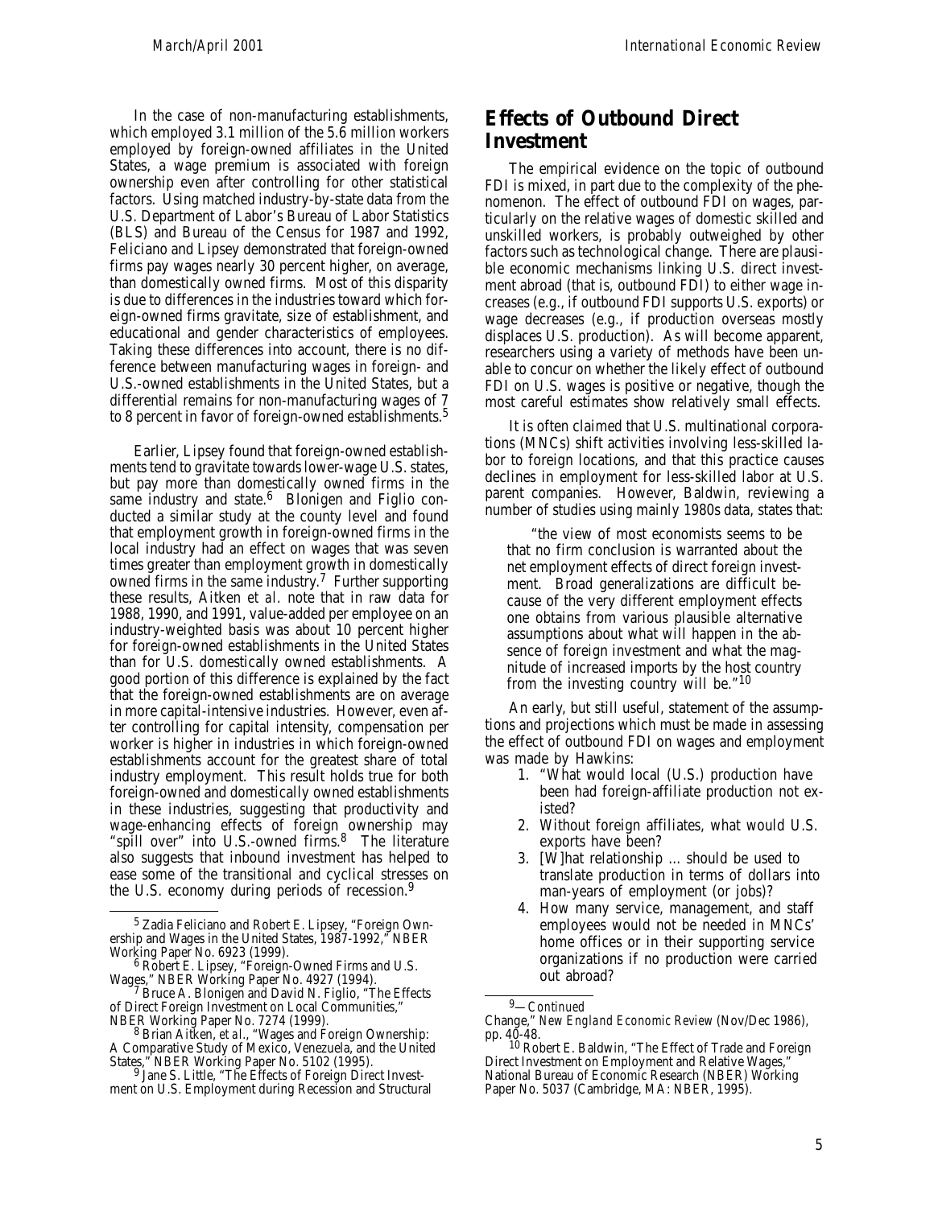In the case of non-manufacturing establishments, which employed 3.1 million of the 5.6 million workers employed by foreign-owned affiliates in the United States, a wage premium is associated with foreign ownership even after controlling for other statistical factors. Using matched industry-by-state data from the U.S. Department of Labor's Bureau of Labor Statistics (BLS) and Bureau of the Census for 1987 and 1992, Feliciano and Lipsey demonstrated that foreign-owned firms pay wages nearly 30 percent higher, on average, than domestically owned firms. Most of this disparity is due to differences in the industries toward which foreign-owned firms gravitate, size of establishment, and educational and gender characteristics of employees. Taking these differences into account, there is no difference between manufacturing wages in foreign- and U.S.-owned establishments in the United States, but a differential remains for non-manufacturing wages of 7 to 8 percent in favor of foreign-owned establishments.[5]

Earlier, Lipsey found that foreign-owned establishments tend to gravitate towards lower-wage U.S. states, but pay more than domestically owned firms in the same industry and state.[6] Blonigen and Figlio conducted a similar study at the county level and found that employment growth in foreign-owned firms in the local industry had an effect on wages that was seven times greater than employment growth in domestically owned firms in the same industry.[7] Further supporting these results, Aitken *et al.* note that in raw data for 1988, 1990, and 1991, value-added per employee on an industry-weighted basis was about 10 percent higher for foreign-owned establishments in the United States than for U.S. domestically owned establishments. A good portion of this difference is explained by the fact that the foreign-owned establishments are on average in more capital-intensive industries. However, even after controlling for capital intensity, compensation per worker is higher in industries in which foreign-owned establishments account for the greatest share of total industry employment. This result holds true for both foreign-owned and domestically owned establishments in these industries, suggesting that productivity and wage-enhancing effects of foreign ownership may "spill over" into U.S.-owned firms.[8] The literature also suggests that inbound investment has helped to ease some of the transitional and cyclical stresses on the U.S. economy during periods of recession.[9]

## Effects of Outbound Direct Investment

The empirical evidence on the topic of outbound FDI is mixed, in part due to the complexity of the phenomenon. The effect of outbound FDI on wages, particularly on the relative wages of domestic skilled and unskilled workers, is probably outweighed by other factors such as technological change. There are plausible economic mechanisms linking U.S. direct investment abroad (that is, outbound FDI) to either wage increases (e.g., if outbound FDI supports U.S. exports) or wage decreases (e.g., if production overseas mostly displaces U.S. production). As will become apparent, researchers using a variety of methods have been unable to concur on whether the likely effect of outbound FDI on U.S. wages is positive or negative, though the most careful estimates show relatively small effects.

It is often claimed that U.S. multinational corporations (MNCs) shift activities involving less-skilled labor to foreign locations, and that this practice causes declines in employment for less-skilled labor at U.S. parent companies. However, Baldwin, reviewing a number of studies using mainly 1980s data, states that:

> "the view of most economists seems to be that no firm conclusion is warranted about the net employment effects of direct foreign investment. Broad generalizations are difficult because of the very different employment effects one obtains from various plausible alternative assumptions about what will happen in the absence of foreign investment and what the magnitude of increased imports by the host country from the investing country will be."[10]

An early, but still useful, statement of the assumptions and projections which must be made in assessing the effect of outbound FDI on wages and employment was made by Hawkins:

1. "What would local (U.S.) production have been had foreign-affiliate production not existed?
2. Without foreign affiliates, what would U.S. exports have been?
3. [W]hat relationship … should be used to translate production in terms of dollars into man-years of employment (or jobs)?
4. How many service, management, and staff employees would not be needed in MNCs' home offices or in their supporting service organizations if no production were carried out abroad?

---

[5] Zadia Feliciano and Robert E. Lipsey, "Foreign Ownership and Wages in the United States, 1987-1992," NBER Working Paper No. 6923 (1999).

[6] Robert E. Lipsey, "Foreign-Owned Firms and U.S. Wages," NBER Working Paper No. 4927 (1994).

[7] Bruce A. Blonigen and David N. Figlio, "The Effects of Direct Foreign Investment on Local Communities," NBER Working Paper No. 7274 (1999).

[8] Brian Aitken, *et al.*, "Wages and Foreign Ownership: A Comparative Study of Mexico, Venezuela, and the United States," NBER Working Paper No. 5102 (1995).

[9] Jane S. Little, "The Effects of Foreign Direct Investment on U.S. Employment during Recession and Structural Change," *New England Economic Review* (Nov/Dec 1986), pp. 40-48.

[10] Robert E. Baldwin, "The Effect of Trade and Foreign Direct Investment on Employment and Relative Wages," National Bureau of Economic Research (NBER) Working Paper No. 5037 (Cambridge, MA: NBER, 1995).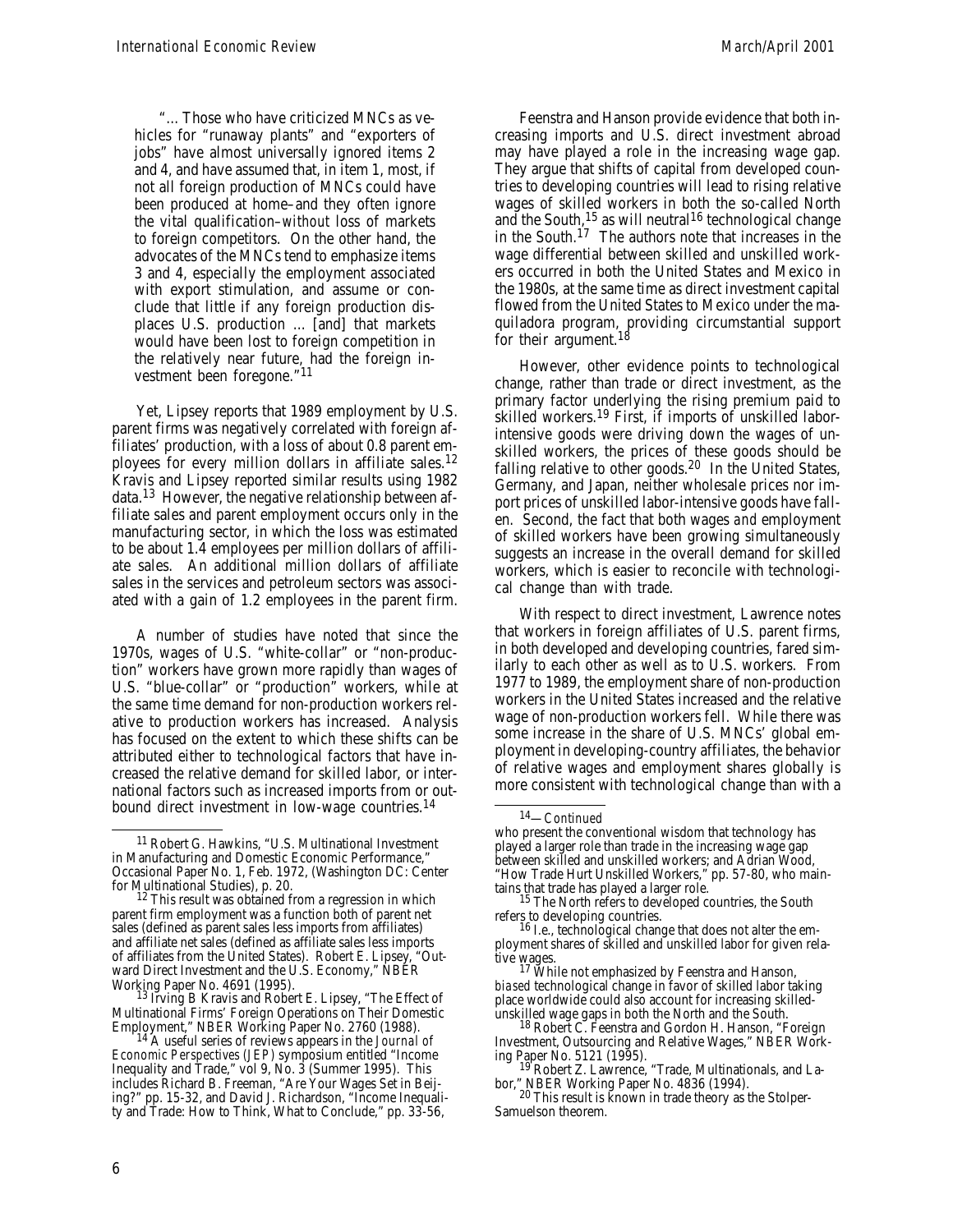"... Those who have criticized MNCs as vehicles for "runaway plants" and "exporters of jobs" have almost universally ignored items 2 and 4, and have assumed that, in item 1, most, if not all foreign production of MNCs could have been produced at home–and they often ignore the vital qualification–*without* loss of markets to foreign competitors. On the other hand, the advocates of the MNCs tend to emphasize items 3 and 4, especially the employment associated with export stimulation, and assume or conclude that little if any foreign production displaces U.S. production ... [and] that markets would have been lost to foreign competition in the relatively near future, had the foreign investment been foregone."[11]

Yet, Lipsey reports that 1989 employment by U.S. parent firms was negatively correlated with foreign affiliates' production, with a loss of about 0.8 parent employees for every million dollars in affiliate sales.[12] Kravis and Lipsey reported similar results using 1982 data.[13] However, the negative relationship between affiliate sales and parent employment occurs only in the manufacturing sector, in which the loss was estimated to be about 1.4 employees per million dollars of affiliate sales. An additional million dollars of affiliate sales in the services and petroleum sectors was associated with a gain of 1.2 employees in the parent firm.

A number of studies have noted that since the 1970s, wages of U.S. "white-collar" or "non-production" workers have grown more rapidly than wages of U.S. "blue-collar" or "production" workers, while at the same time demand for non-production workers relative to production workers has increased. Analysis has focused on the extent to which these shifts can be attributed either to technological factors that have increased the relative demand for skilled labor, or international factors such as increased imports from or outbound direct investment in low-wage countries.[14]

Feenstra and Hanson provide evidence that both increasing imports and U.S. direct investment abroad may have played a role in the increasing wage gap. They argue that shifts of capital from developed countries to developing countries will lead to rising relative wages of skilled workers in both the so-called North and the South,[15] as will neutral[16] technological change in the South.[17] The authors note that increases in the wage differential between skilled and unskilled workers occurred in both the United States and Mexico in the 1980s, at the same time as direct investment capital flowed from the United States to Mexico under the maquiladora program, providing circumstantial support for their argument.[18]

However, other evidence points to technological change, rather than trade or direct investment, as the primary factor underlying the rising premium paid to skilled workers.[19] First, if imports of unskilled labor-intensive goods were driving down the wages of unskilled workers, the prices of these goods should be falling relative to other goods.[20] In the United States, Germany, and Japan, neither wholesale prices nor import prices of unskilled labor-intensive goods have fallen. Second, the fact that both wages *and* employment of skilled workers have been growing simultaneously suggests an increase in the overall demand for skilled workers, which is easier to reconcile with technological change than with trade.

With respect to direct investment, Lawrence notes that workers in foreign affiliates of U.S. parent firms, in both developed and developing countries, fared similarly to each other as well as to U.S. workers. From 1977 to 1989, the employment share of non-production workers in the United States increased and the relative wage of non-production workers fell. While there was some increase in the share of U.S. MNCs' global employment in developing-country affiliates, the behavior of relative wages and employment shares globally is more consistent with technological change than with a

---

[11] Robert G. Hawkins, "U.S. Multinational Investment in Manufacturing and Domestic Economic Performance," Occasional Paper No. 1, Feb. 1972, (Washington DC: Center for Multinational Studies), p. 20.

[12] This result was obtained from a regression in which parent firm employment was a function both of parent net sales (defined as parent sales less imports from affiliates) and affiliate net sales (defined as affiliate sales less imports of affiliates from the United States). Robert E. Lipsey, "Outward Direct Investment and the U.S. Economy," NBER Working Paper No. 4691 (1995).

[13] Irving B Kravis and Robert E. Lipsey, "The Effect of Multinational Firms' Foreign Operations on Their Domestic Employment," NBER Working Paper No. 2760 (1988).

[14] A useful series of reviews appears in the *Journal of Economic Perspectives (JEP)* symposium entitled "Income Inequality and Trade," vol 9, No. 3 (Summer 1995). This includes Richard B. Freeman, "Are Your Wages Set in Beijing?" pp. 15-32, and David J. Richardson, "Income Inequality and Trade: How to Think, What to Conclude," pp. 33-56, who present the conventional wisdom that technology has played a larger role than trade in the increasing wage gap between skilled and unskilled workers; and Adrian Wood, "How Trade Hurt Unskilled Workers," pp. 57-80, who maintains that trade has played a larger role.

[15] The North refers to developed countries, the South refers to developing countries.

[16] I.e., technological change that does not alter the employment shares of skilled and unskilled labor for given relative wages.

[17] While not emphasized by Feenstra and Hanson, *biased* technological change in favor of skilled labor taking place worldwide could also account for increasing skilled-unskilled wage gaps in both the North and the South.

[18] Robert C. Feenstra and Gordon H. Hanson, "Foreign Investment, Outsourcing and Relative Wages," NBER Working Paper No. 5121 (1995).

[19] Robert Z. Lawrence, "Trade, Multinationals, and Labor," NBER Working Paper No. 4836 (1994).

[20] This result is known in trade theory as the Stolper-Samuelson theorem.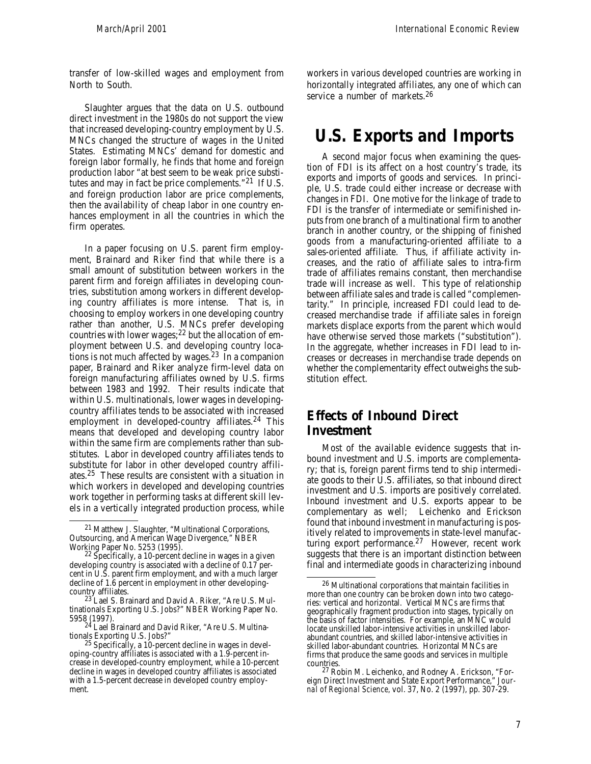transfer of low-skilled wages and employment from North to South.

Slaughter argues that the data on U.S. outbound direct investment in the 1980s do not support the view that increased developing-country employment by U.S. MNCs changed the structure of wages in the United States. Estimating MNCs' demand for domestic and foreign labor formally, he finds that home and foreign production labor "at best seem to be weak price substitutes and may in fact be price complements."[21] If U.S. and foreign production labor are price complements, then the availability of cheap labor in one country enhances employment in all the countries in which the firm operates.

In a paper focusing on U.S. parent firm employment, Brainard and Riker find that while there is a small amount of substitution between workers in the parent firm and foreign affiliates in developing countries, substitution among workers in different developing country affiliates is more intense. That is, in choosing to employ workers in one developing country rather than another, U.S. MNCs prefer developing countries with lower wages;[22] but the allocation of employment between U.S. and developing country locations is not much affected by wages.[23] In a companion paper, Brainard and Riker analyze firm-level data on foreign manufacturing affiliates owned by U.S. firms between 1983 and 1992. Their results indicate that within U.S. multinationals, lower wages in developing-country affiliates tends to be associated with increased employment in developed-country affiliates.[24] This means that developed and developing country labor within the same firm are complements rather than substitutes. Labor in developed country affiliates tends to substitute for labor in other developed country affiliates.[25] These results are consistent with a situation in which workers in developed and developing countries work together in performing tasks at different skill levels in a vertically integrated production process, while workers in various developed countries are working in horizontally integrated affiliates, any one of which can service a number of markets.[26]

# U.S. Exports and Imports

A second major focus when examining the question of FDI is its affect on a host country's trade, its exports and imports of goods and services. In principle, U.S. trade could either increase or decrease with changes in FDI. One motive for the linkage of trade to FDI is the transfer of intermediate or semifinished inputs from one branch of a multinational firm to another branch in another country, or the shipping of finished goods from a manufacturing-oriented affiliate to a sales-oriented affiliate. Thus, if affiliate activity increases, and the ratio of affiliate sales to intra-firm trade of affiliates remains constant, then merchandise trade will increase as well. This type of relationship between affiliate sales and trade is called "complementarity." In principle, increased FDI could lead to decreased merchandise trade if affiliate sales in foreign markets displace exports from the parent which would have otherwise served those markets ("substitution"). In the aggregate, whether increases in FDI lead to increases or decreases in merchandise trade depends on whether the complementarity effect outweighs the substitution effect.

## Effects of Inbound Direct Investment

Most of the available evidence suggests that inbound investment and U.S. imports are complementary; that is, foreign parent firms tend to ship intermediate goods to their U.S. affiliates, so that inbound direct investment and U.S. imports are positively correlated. Inbound investment and U.S. exports appear to be complementary as well; Leichenko and Erickson found that inbound investment in manufacturing is positively related to improvements in state-level manufacturing export performance.[27] However, recent work suggests that there is an important distinction between final and intermediate goods in characterizing inbound

---

[21] Matthew J. Slaughter, "Multinational Corporations, Outsourcing, and American Wage Divergence," NBER Working Paper No. 5253 (1995).

[22] Specifically, a 10-percent decline in wages in a given developing country is associated with a decline of 0.17 percent in U.S. parent firm employment, and with a much larger decline of 1.6 percent in employment in other developing-country affiliates.

[23] Lael S. Brainard and David A. Riker, "Are U.S. Multinationals Exporting U.S. Jobs?" NBER Working Paper No. 5958 (1997).

[24] Lael Brainard and David Riker, "Are U.S. Multinationals Exporting U.S. Jobs?"

[25] Specifically, a 10-percent decline in wages in developing-country affiliates is associated with a 1.9-percent increase in developed-country employment, while a 10-percent decline in wages in developed country affiliates is associated with a 1.5-percent decrease in developed country employment.

[26] Multinational corporations that maintain facilities in more than one country can be broken down into two categories: vertical and horizontal. Vertical MNCs are firms that geographically fragment production into stages, typically on the basis of factor intensities. For example, an MNC would locate unskilled labor-intensive activities in unskilled labor-abundant countries, and skilled labor-intensive activities in skilled labor-abundant countries. Horizontal MNCs are firms that produce the same goods and services in multiple countries.

[27] Robin M. Leichenko, and Rodney A. Erickson, "Foreign Direct Investment and State Export Performance," *Journal of Regional Science*, vol. 37, No. 2 (1997), pp. 307-29.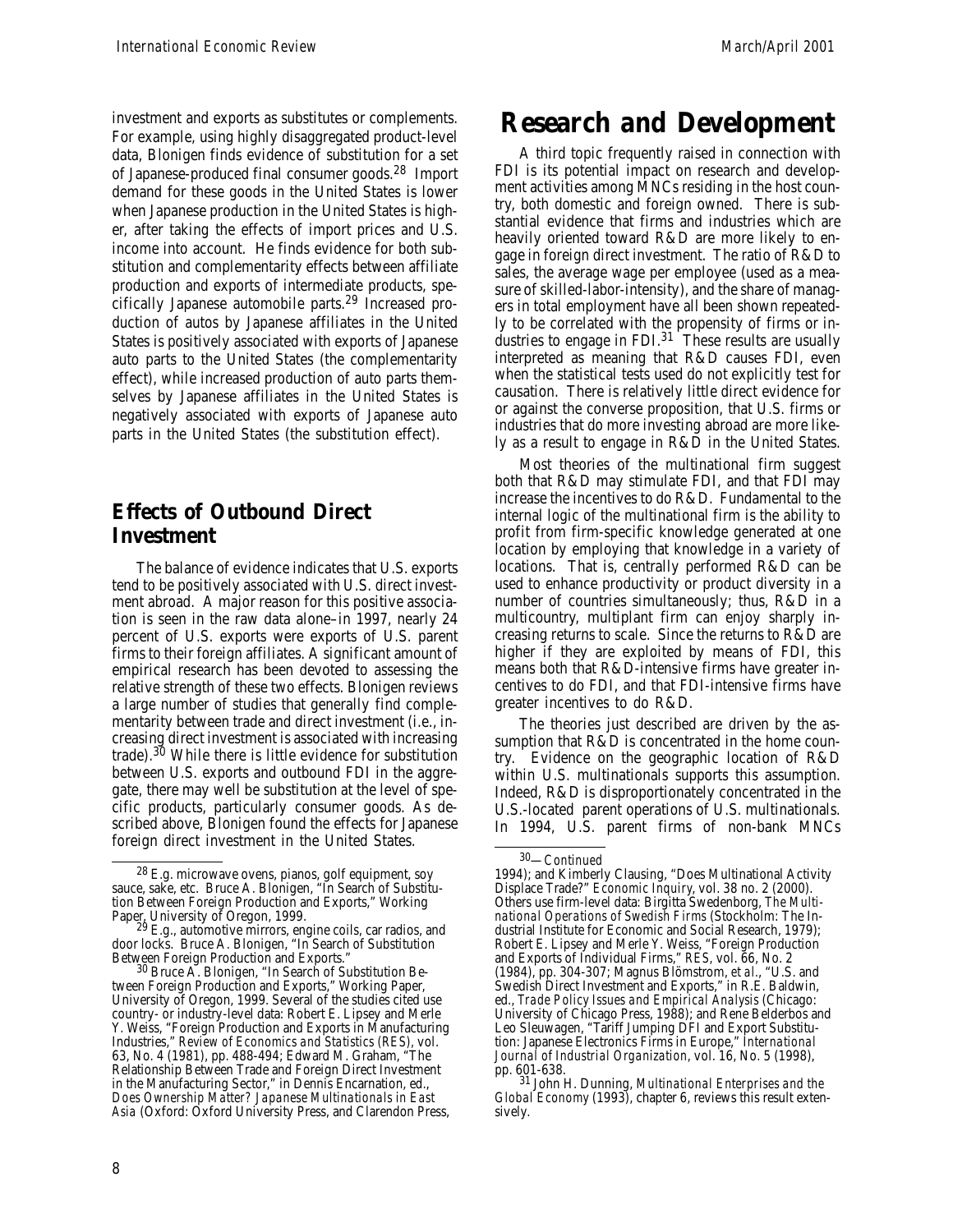investment and exports as substitutes or complements. For example, using highly disaggregated product-level data, Blonigen finds evidence of substitution for a set of Japanese-produced final consumer goods.[28] Import demand for these goods in the United States is lower when Japanese production in the United States is higher, after taking the effects of import prices and U.S. income into account. He finds evidence for both substitution and complementarity effects between affiliate production and exports of intermediate products, specifically Japanese automobile parts.[29] Increased production of autos by Japanese affiliates in the United States is positively associated with exports of Japanese auto parts to the United States (the complementarity effect), while increased production of auto parts themselves by Japanese affiliates in the United States is negatively associated with exports of Japanese auto parts in the United States (the substitution effect).

## Effects of Outbound Direct Investment

The balance of evidence indicates that U.S. exports tend to be positively associated with U.S. direct investment abroad. A major reason for this positive association is seen in the raw data alone–in 1997, nearly 24 percent of U.S. exports were exports of U.S. parent firms to their foreign affiliates. A significant amount of empirical research has been devoted to assessing the relative strength of these two effects. Blonigen reviews a large number of studies that generally find complementarity between trade and direct investment (i.e., increasing direct investment is associated with increasing trade).[30] While there is little evidence for substitution between U.S. exports and outbound FDI in the aggregate, there may well be substitution at the level of specific products, particularly consumer goods. As described above, Blonigen found the effects for Japanese foreign direct investment in the United States.

# Research and Development

A third topic frequently raised in connection with FDI is its potential impact on research and development activities among MNCs residing in the host country, both domestic and foreign owned. There is substantial evidence that firms and industries which are heavily oriented toward R&D are more likely to engage in foreign direct investment. The ratio of R&D to sales, the average wage per employee (used as a measure of skilled-labor-intensity), and the share of managers in total employment have all been shown repeatedly to be correlated with the propensity of firms or industries to engage in FDI.[31] These results are usually interpreted as meaning that R&D causes FDI, even when the statistical tests used do not explicitly test for causation. There is relatively little direct evidence for or against the converse proposition, that U.S. firms or industries that do more investing abroad are more likely as a result to engage in R&D in the United States.

Most theories of the multinational firm suggest both that R&D may stimulate FDI, and that FDI may increase the incentives to do R&D. Fundamental to the internal logic of the multinational firm is the ability to profit from firm-specific knowledge generated at one location by employing that knowledge in a variety of locations. That is, centrally performed R&D can be used to enhance productivity or product diversity in a number of countries simultaneously; thus, R&D in a multicountry, multiplant firm can enjoy sharply increasing returns to scale. Since the returns to R&D are higher if they are exploited by means of FDI, this means both that R&D-intensive firms have greater incentives to do FDI, and that FDI-intensive firms have greater incentives to do R&D.

The theories just described are driven by the assumption that R&D is concentrated in the home country. Evidence on the geographic location of R&D within U.S. multinationals supports this assumption. Indeed, R&D is disproportionately concentrated in the U.S.-located parent operations of U.S. multinationals. In 1994, U.S. parent firms of non-bank MNCs

---

[28] E.g. microwave ovens, pianos, golf equipment, soy sauce, sake, etc. Bruce A. Blonigen, "In Search of Substitution Between Foreign Production and Exports," Working Paper, University of Oregon, 1999.

[29] E.g., automotive mirrors, engine coils, car radios, and door locks. Bruce A. Blonigen, "In Search of Substitution Between Foreign Production and Exports."

[30] Bruce A. Blonigen, "In Search of Substitution Between Foreign Production and Exports," Working Paper, University of Oregon, 1999. Several of the studies cited use country- or industry-level data: Robert E. Lipsey and Merle Y. Weiss, "Foreign Production and Exports in Manufacturing Industries," *Review of Economics and Statistics (RES)*, vol. 63, No. 4 (1981), pp. 488-494; Edward M. Graham, "The Relationship Between Trade and Foreign Direct Investment in the Manufacturing Sector," in Dennis Encarnation, ed., *Does Ownership Matter? Japanese Multinationals in East Asia* (Oxford: Oxford University Press, and Clarendon Press, 1994); and Kimberly Clausing, "Does Multinational Activity Displace Trade?" *Economic Inquiry*, vol. 38 no. 2 (2000). Others use firm-level data: Birgitta Swedenborg, *The Multinational Operations of Swedish Firms* (Stockholm: The Industrial Institute for Economic and Social Research, 1979); Robert E. Lipsey and Merle Y. Weiss, "Foreign Production and Exports of Individual Firms," *RES*, vol. 66, No. 2 (1984), pp. 304-307; Magnus Blömstrom, *et al.*, "U.S. and Swedish Direct Investment and Exports," in R.E. Baldwin, ed., *Trade Policy Issues and Empirical Analysis* (Chicago: University of Chicago Press, 1988); and Rene Belderbos and Leo Sleuwagen, "Tariff Jumping DFI and Export Substitution: Japanese Electronics Firms in Europe," *International Journal of Industrial Organization*, vol. 16, No. 5 (1998), pp. 601-638.

[31] John H. Dunning, *Multinational Enterprises and the Global Economy* (1993), chapter 6, reviews this result extensively.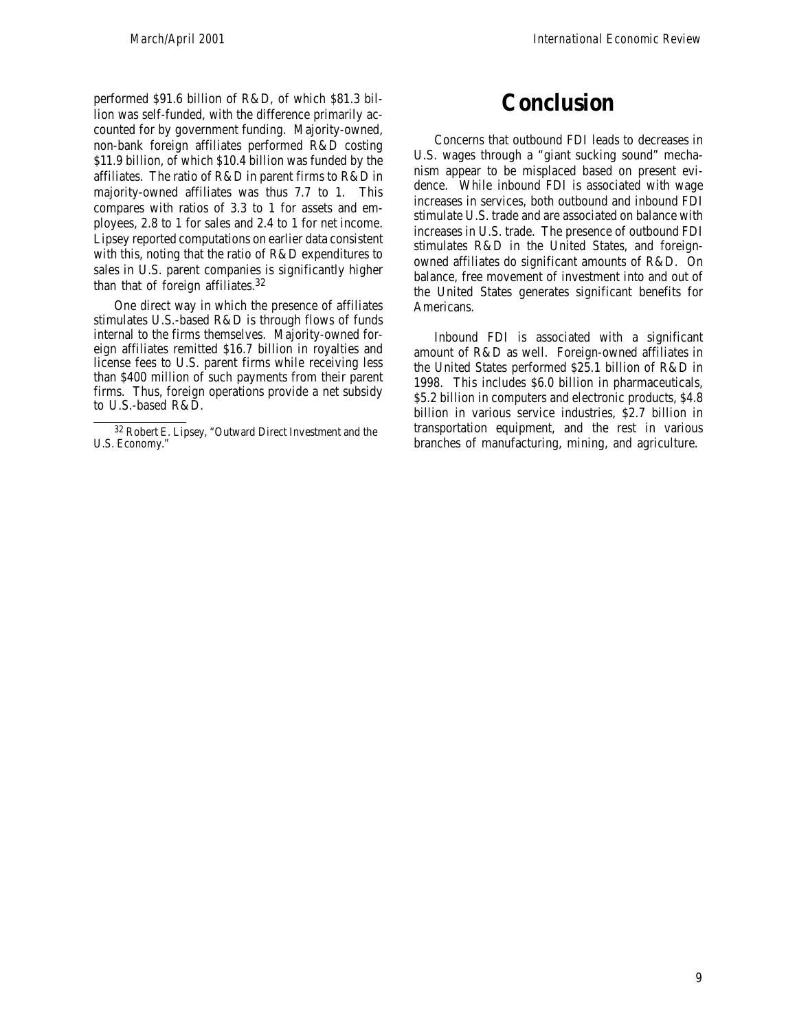performed \$91.6 billion of R&D, of which \$81.3 billion was self-funded, with the difference primarily accounted for by government funding. Majority-owned, non-bank foreign affiliates performed R&D costing \$11.9 billion, of which \$10.4 billion was funded by the affiliates. The ratio of R&D in parent firms to R&D in majority-owned affiliates was thus 7.7 to 1. This compares with ratios of 3.3 to 1 for assets and employees, 2.8 to 1 for sales and 2.4 to 1 for net income. Lipsey reported computations on earlier data consistent with this, noting that the ratio of R&D expenditures to sales in U.S. parent companies is significantly higher than that of foreign affiliates.[32]

One direct way in which the presence of affiliates stimulates U.S.-based R&D is through flows of funds internal to the firms themselves. Majority-owned foreign affiliates remitted \$16.7 billion in royalties and license fees to U.S. parent firms while receiving less than \$400 million of such payments from their parent firms. Thus, foreign operations provide a net subsidy to U.S.-based R&D.

[32] Robert E. Lipsey, "Outward Direct Investment and the U.S. Economy."

# Conclusion

Concerns that outbound FDI leads to decreases in U.S. wages through a "giant sucking sound" mechanism appear to be misplaced based on present evidence. While inbound FDI is associated with wage increases in services, both outbound and inbound FDI stimulate U.S. trade and are associated on balance with increases in U.S. trade. The presence of outbound FDI stimulates R&D in the United States, and foreign-owned affiliates do significant amounts of R&D. On balance, free movement of investment into and out of the United States generates significant benefits for Americans.

Inbound FDI is associated with a significant amount of R&D as well. Foreign-owned affiliates in the United States performed \$25.1 billion of R&D in 1998. This includes \$6.0 billion in pharmaceuticals, \$5.2 billion in computers and electronic products, \$4.8 billion in various service industries, \$2.7 billion in transportation equipment, and the rest in various branches of manufacturing, mining, and agriculture.